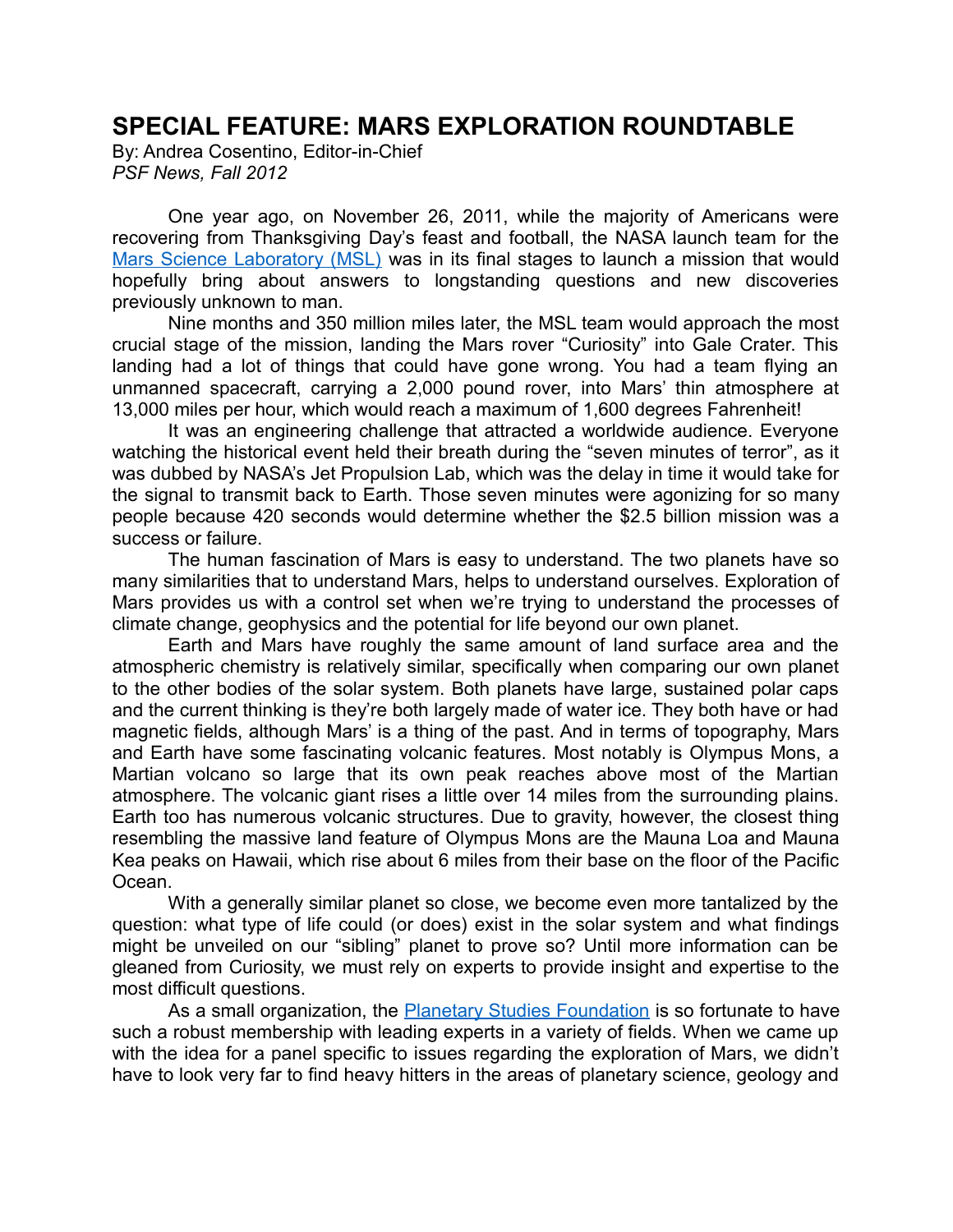# SPECIAL FEATURE: MARS EXPLORATION ROUNDTABLE

By: Andrea Cosentino, Editor-in-Chief
*PSF News, Fall 2012*

One year ago, on November 26, 2011, while the majority of Americans were recovering from Thanksgiving Day's feast and football, the NASA launch team for the Mars Science Laboratory (MSL) was in its final stages to launch a mission that would hopefully bring about answers to longstanding questions and new discoveries previously unknown to man.

Nine months and 350 million miles later, the MSL team would approach the most crucial stage of the mission, landing the Mars rover "Curiosity" into Gale Crater. This landing had a lot of things that could have gone wrong. You had a team flying an unmanned spacecraft, carrying a 2,000 pound rover, into Mars' thin atmosphere at 13,000 miles per hour, which would reach a maximum of 1,600 degrees Fahrenheit!

It was an engineering challenge that attracted a worldwide audience. Everyone watching the historical event held their breath during the "seven minutes of terror", as it was dubbed by NASA's Jet Propulsion Lab, which was the delay in time it would take for the signal to transmit back to Earth. Those seven minutes were agonizing for so many people because 420 seconds would determine whether the $2.5 billion mission was a success or failure.

The human fascination of Mars is easy to understand. The two planets have so many similarities that to understand Mars, helps to understand ourselves. Exploration of Mars provides us with a control set when we're trying to understand the processes of climate change, geophysics and the potential for life beyond our own planet.

Earth and Mars have roughly the same amount of land surface area and the atmospheric chemistry is relatively similar, specifically when comparing our own planet to the other bodies of the solar system. Both planets have large, sustained polar caps and the current thinking is they're both largely made of water ice. They both have or had magnetic fields, although Mars' is a thing of the past. And in terms of topography, Mars and Earth have some fascinating volcanic features. Most notably is Olympus Mons, a Martian volcano so large that its own peak reaches above most of the Martian atmosphere. The volcanic giant rises a little over 14 miles from the surrounding plains. Earth too has numerous volcanic structures. Due to gravity, however, the closest thing resembling the massive land feature of Olympus Mons are the Mauna Loa and Mauna Kea peaks on Hawaii, which rise about 6 miles from their base on the floor of the Pacific Ocean.

With a generally similar planet so close, we become even more tantalized by the question: what type of life could (or does) exist in the solar system and what findings might be unveiled on our "sibling" planet to prove so? Until more information can be gleaned from Curiosity, we must rely on experts to provide insight and expertise to the most difficult questions.

As a small organization, the Planetary Studies Foundation is so fortunate to have such a robust membership with leading experts in a variety of fields. When we came up with the idea for a panel specific to issues regarding the exploration of Mars, we didn't have to look very far to find heavy hitters in the areas of planetary science, geology and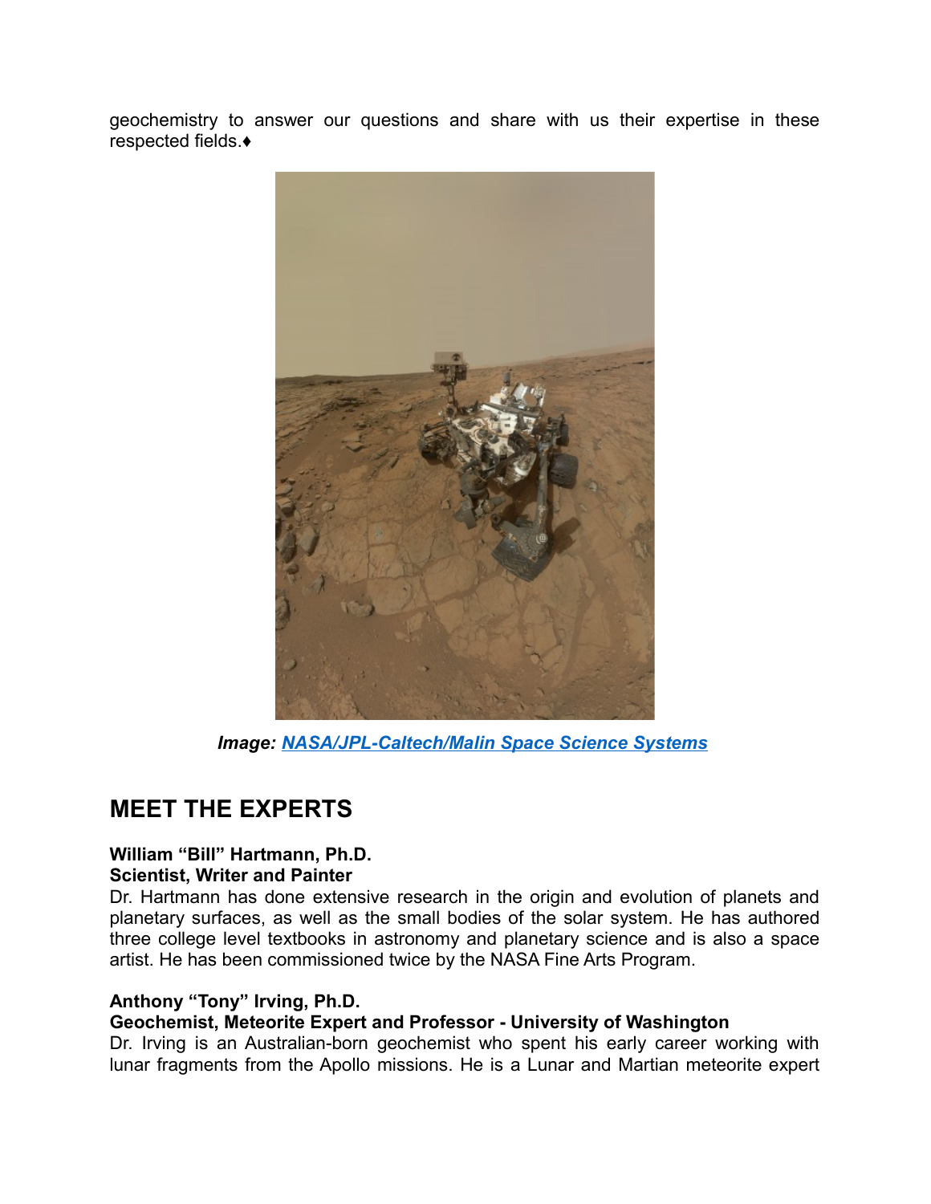geochemistry to answer our questions and share with us their expertise in these respected fields.♦

*Image: NASA/JPL-Caltech/Malin Space Science Systems*

## MEET THE EXPERTS

**William "Bill" Hartmann, Ph.D.**
**Scientist, Writer and Painter**
Dr. Hartmann has done extensive research in the origin and evolution of planets and planetary surfaces, as well as the small bodies of the solar system. He has authored three college level textbooks in astronomy and planetary science and is also a space artist. He has been commissioned twice by the NASA Fine Arts Program.

**Anthony "Tony" Irving, Ph.D.**
**Geochemist, Meteorite Expert and Professor - University of Washington**
Dr. Irving is an Australian-born geochemist who spent his early career working with lunar fragments from the Apollo missions. He is a Lunar and Martian meteorite expert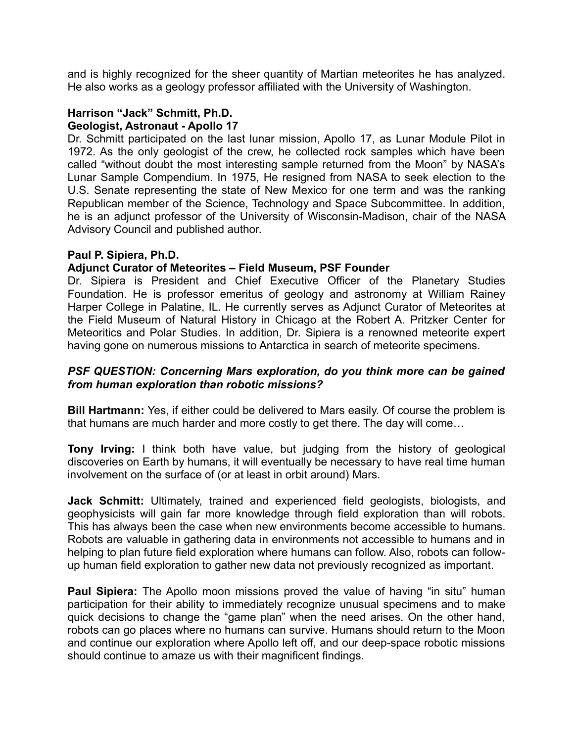and is highly recognized for the sheer quantity of Martian meteorites he has analyzed. He also works as a geology professor affiliated with the University of Washington.

**Harrison "Jack" Schmitt, Ph.D.**
**Geologist, Astronaut - Apollo 17**

Dr. Schmitt participated on the last lunar mission, Apollo 17, as Lunar Module Pilot in 1972. As the only geologist of the crew, he collected rock samples which have been called "without doubt the most interesting sample returned from the Moon" by NASA's Lunar Sample Compendium. In 1975, He resigned from NASA to seek election to the U.S. Senate representing the state of New Mexico for one term and was the ranking Republican member of the Science, Technology and Space Subcommittee. In addition, he is an adjunct professor of the University of Wisconsin-Madison, chair of the NASA Advisory Council and published author.

**Paul P. Sipiera, Ph.D.**
**Adjunct Curator of Meteorites – Field Museum, PSF Founder**

Dr. Sipiera is President and Chief Executive Officer of the Planetary Studies Foundation. He is professor emeritus of geology and astronomy at William Rainey Harper College in Palatine, IL. He currently serves as Adjunct Curator of Meteorites at the Field Museum of Natural History in Chicago at the Robert A. Pritzker Center for Meteoritics and Polar Studies. In addition, Dr. Sipiera is a renowned meteorite expert having gone on numerous missions to Antarctica in search of meteorite specimens.

***PSF QUESTION: Concerning Mars exploration, do you think more can be gained from human exploration than robotic missions?***

**Bill Hartmann:** Yes, if either could be delivered to Mars easily. Of course the problem is that humans are much harder and more costly to get there. The day will come…

**Tony Irving:** I think both have value, but judging from the history of geological discoveries on Earth by humans, it will eventually be necessary to have real time human involvement on the surface of (or at least in orbit around) Mars.

**Jack Schmitt:** Ultimately, trained and experienced field geologists, biologists, and geophysicists will gain far more knowledge through field exploration than will robots. This has always been the case when new environments become accessible to humans. Robots are valuable in gathering data in environments not accessible to humans and in helping to plan future field exploration where humans can follow. Also, robots can follow-up human field exploration to gather new data not previously recognized as important.

**Paul Sipiera:** The Apollo moon missions proved the value of having "in situ" human participation for their ability to immediately recognize unusual specimens and to make quick decisions to change the "game plan" when the need arises. On the other hand, robots can go places where no humans can survive. Humans should return to the Moon and continue our exploration where Apollo left off, and our deep-space robotic missions should continue to amaze us with their magnificent findings.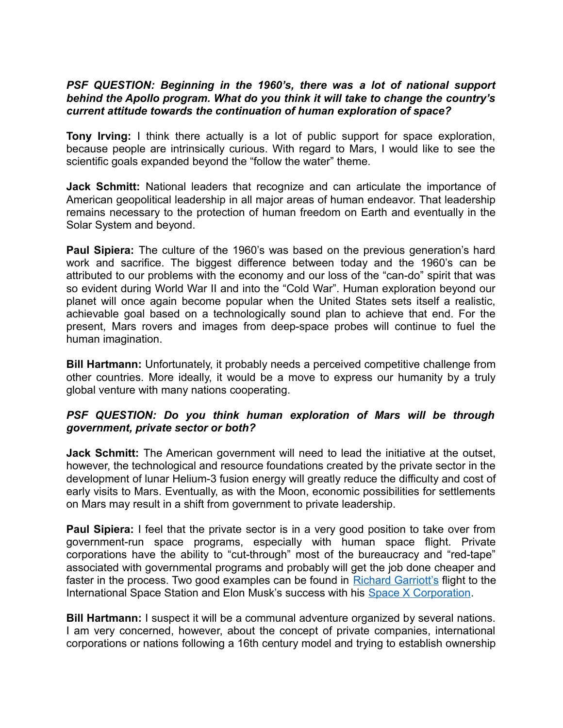***PSF QUESTION: Beginning in the 1960's, there was a lot of national support behind the Apollo program. What do you think it will take to change the country's current attitude towards the continuation of human exploration of space?***

**Tony Irving:** I think there actually is a lot of public support for space exploration, because people are intrinsically curious. With regard to Mars, I would like to see the scientific goals expanded beyond the "follow the water" theme.

**Jack Schmitt:** National leaders that recognize and can articulate the importance of American geopolitical leadership in all major areas of human endeavor. That leadership remains necessary to the protection of human freedom on Earth and eventually in the Solar System and beyond.

**Paul Sipiera:** The culture of the 1960's was based on the previous generation's hard work and sacrifice. The biggest difference between today and the 1960's can be attributed to our problems with the economy and our loss of the "can-do" spirit that was so evident during World War II and into the "Cold War". Human exploration beyond our planet will once again become popular when the United States sets itself a realistic, achievable goal based on a technologically sound plan to achieve that end. For the present, Mars rovers and images from deep-space probes will continue to fuel the human imagination.

**Bill Hartmann:** Unfortunately, it probably needs a perceived competitive challenge from other countries. More ideally, it would be a move to express our humanity by a truly global venture with many nations cooperating.

***PSF QUESTION: Do you think human exploration of Mars will be through government, private sector or both?***

**Jack Schmitt:** The American government will need to lead the initiative at the outset, however, the technological and resource foundations created by the private sector in the development of lunar Helium-3 fusion energy will greatly reduce the difficulty and cost of early visits to Mars. Eventually, as with the Moon, economic possibilities for settlements on Mars may result in a shift from government to private leadership.

**Paul Sipiera:** I feel that the private sector is in a very good position to take over from government-run space programs, especially with human space flight. Private corporations have the ability to "cut-through" most of the bureaucracy and "red-tape" associated with governmental programs and probably will get the job done cheaper and faster in the process. Two good examples can be found in Richard Garriott's flight to the International Space Station and Elon Musk's success with his Space X Corporation.

**Bill Hartmann:** I suspect it will be a communal adventure organized by several nations. I am very concerned, however, about the concept of private companies, international corporations or nations following a 16th century model and trying to establish ownership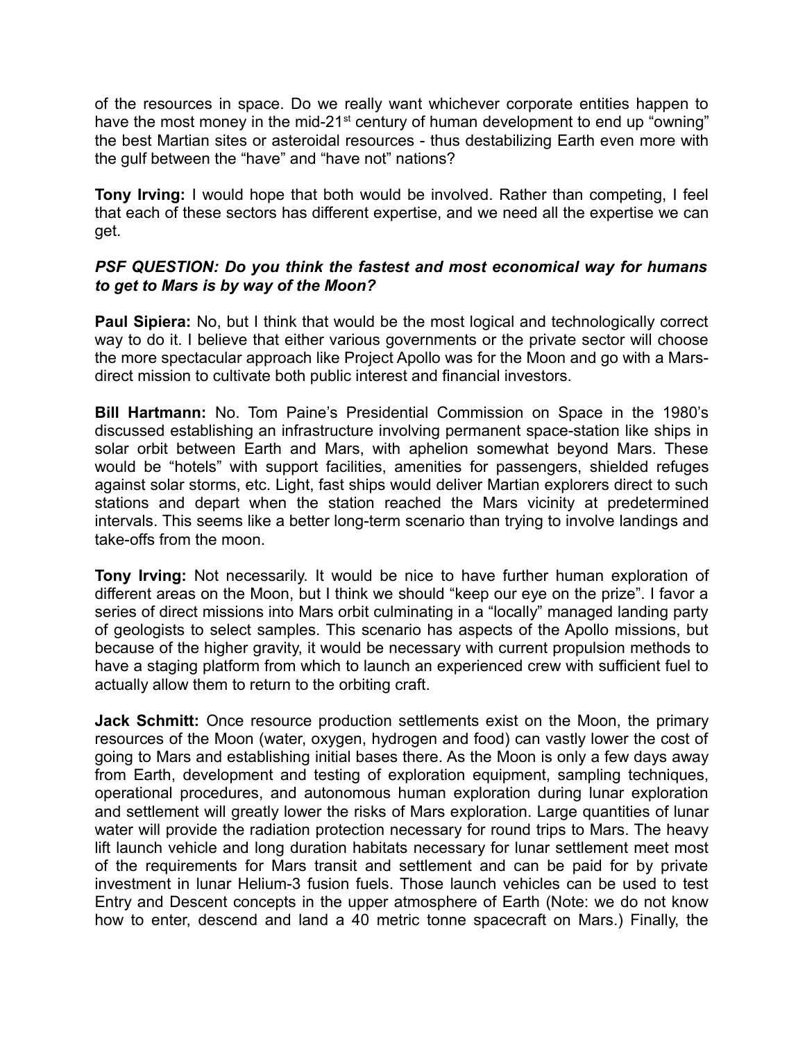of the resources in space. Do we really want whichever corporate entities happen to have the most money in the mid-21st century of human development to end up "owning" the best Martian sites or asteroidal resources - thus destabilizing Earth even more with the gulf between the "have" and "have not" nations?

**Tony Irving:** I would hope that both would be involved. Rather than competing, I feel that each of these sectors has different expertise, and we need all the expertise we can get.

***PSF QUESTION: Do you think the fastest and most economical way for humans to get to Mars is by way of the Moon?***

**Paul Sipiera:** No, but I think that would be the most logical and technologically correct way to do it. I believe that either various governments or the private sector will choose the more spectacular approach like Project Apollo was for the Moon and go with a Mars-direct mission to cultivate both public interest and financial investors.

**Bill Hartmann:** No. Tom Paine's Presidential Commission on Space in the 1980's discussed establishing an infrastructure involving permanent space-station like ships in solar orbit between Earth and Mars, with aphelion somewhat beyond Mars. These would be "hotels" with support facilities, amenities for passengers, shielded refuges against solar storms, etc. Light, fast ships would deliver Martian explorers direct to such stations and depart when the station reached the Mars vicinity at predetermined intervals. This seems like a better long-term scenario than trying to involve landings and take-offs from the moon.

**Tony Irving:** Not necessarily. It would be nice to have further human exploration of different areas on the Moon, but I think we should "keep our eye on the prize". I favor a series of direct missions into Mars orbit culminating in a "locally" managed landing party of geologists to select samples. This scenario has aspects of the Apollo missions, but because of the higher gravity, it would be necessary with current propulsion methods to have a staging platform from which to launch an experienced crew with sufficient fuel to actually allow them to return to the orbiting craft.

**Jack Schmitt:** Once resource production settlements exist on the Moon, the primary resources of the Moon (water, oxygen, hydrogen and food) can vastly lower the cost of going to Mars and establishing initial bases there. As the Moon is only a few days away from Earth, development and testing of exploration equipment, sampling techniques, operational procedures, and autonomous human exploration during lunar exploration and settlement will greatly lower the risks of Mars exploration. Large quantities of lunar water will provide the radiation protection necessary for round trips to Mars. The heavy lift launch vehicle and long duration habitats necessary for lunar settlement meet most of the requirements for Mars transit and settlement and can be paid for by private investment in lunar Helium-3 fusion fuels. Those launch vehicles can be used to test Entry and Descent concepts in the upper atmosphere of Earth (Note: we do not know how to enter, descend and land a 40 metric tonne spacecraft on Mars.) Finally, the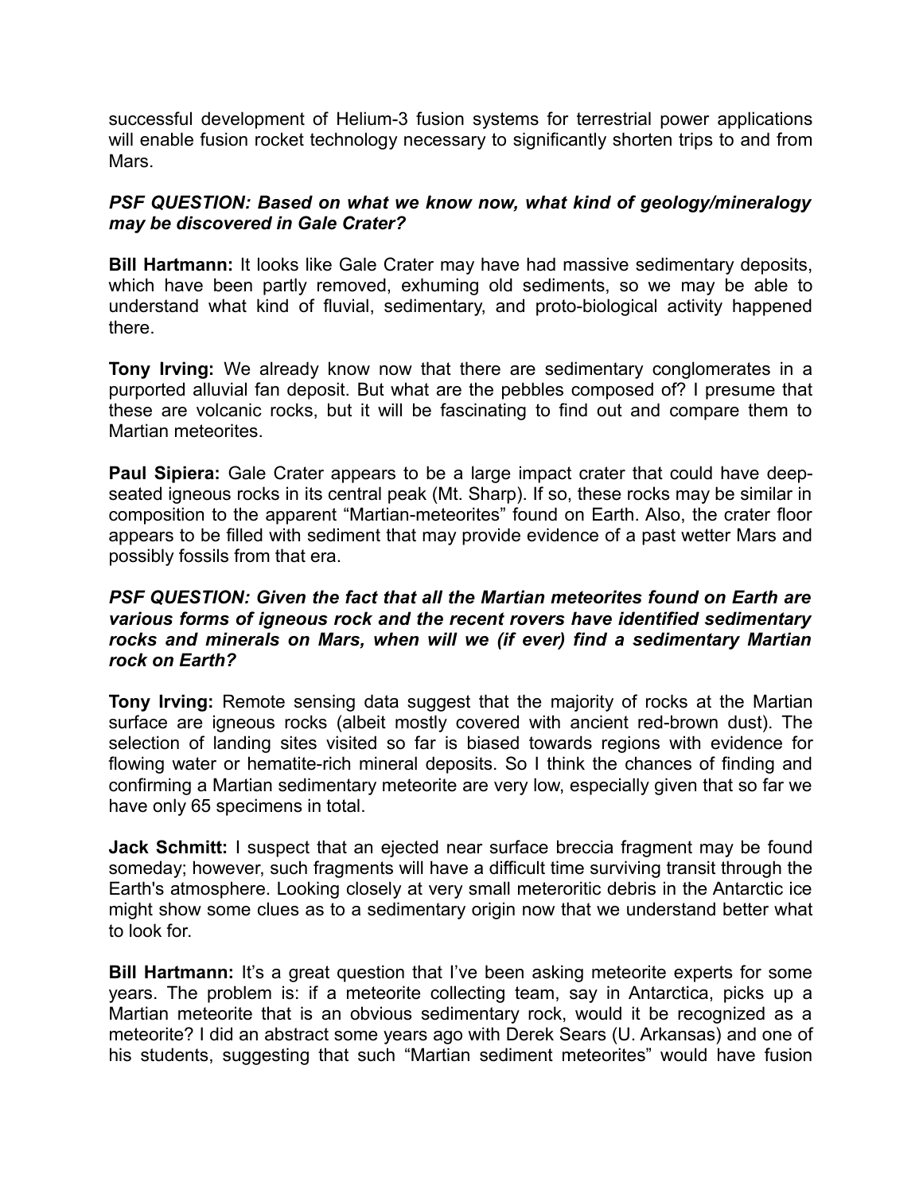successful development of Helium-3 fusion systems for terrestrial power applications will enable fusion rocket technology necessary to significantly shorten trips to and from Mars.

***PSF QUESTION: Based on what we know now, what kind of geology/mineralogy may be discovered in Gale Crater?***

**Bill Hartmann:** It looks like Gale Crater may have had massive sedimentary deposits, which have been partly removed, exhuming old sediments, so we may be able to understand what kind of fluvial, sedimentary, and proto-biological activity happened there.

**Tony Irving:** We already know now that there are sedimentary conglomerates in a purported alluvial fan deposit. But what are the pebbles composed of? I presume that these are volcanic rocks, but it will be fascinating to find out and compare them to Martian meteorites.

**Paul Sipiera:** Gale Crater appears to be a large impact crater that could have deep-seated igneous rocks in its central peak (Mt. Sharp). If so, these rocks may be similar in composition to the apparent "Martian-meteorites" found on Earth. Also, the crater floor appears to be filled with sediment that may provide evidence of a past wetter Mars and possibly fossils from that era.

***PSF QUESTION: Given the fact that all the Martian meteorites found on Earth are various forms of igneous rock and the recent rovers have identified sedimentary rocks and minerals on Mars, when will we (if ever) find a sedimentary Martian rock on Earth?***

**Tony Irving:** Remote sensing data suggest that the majority of rocks at the Martian surface are igneous rocks (albeit mostly covered with ancient red-brown dust). The selection of landing sites visited so far is biased towards regions with evidence for flowing water or hematite-rich mineral deposits. So I think the chances of finding and confirming a Martian sedimentary meteorite are very low, especially given that so far we have only 65 specimens in total.

**Jack Schmitt:** I suspect that an ejected near surface breccia fragment may be found someday; however, such fragments will have a difficult time surviving transit through the Earth's atmosphere. Looking closely at very small meteoritic debris in the Antarctic ice might show some clues as to a sedimentary origin now that we understand better what to look for.

**Bill Hartmann:** It's a great question that I've been asking meteorite experts for some years. The problem is: if a meteorite collecting team, say in Antarctica, picks up a Martian meteorite that is an obvious sedimentary rock, would it be recognized as a meteorite? I did an abstract some years ago with Derek Sears (U. Arkansas) and one of his students, suggesting that such "Martian sediment meteorites" would have fusion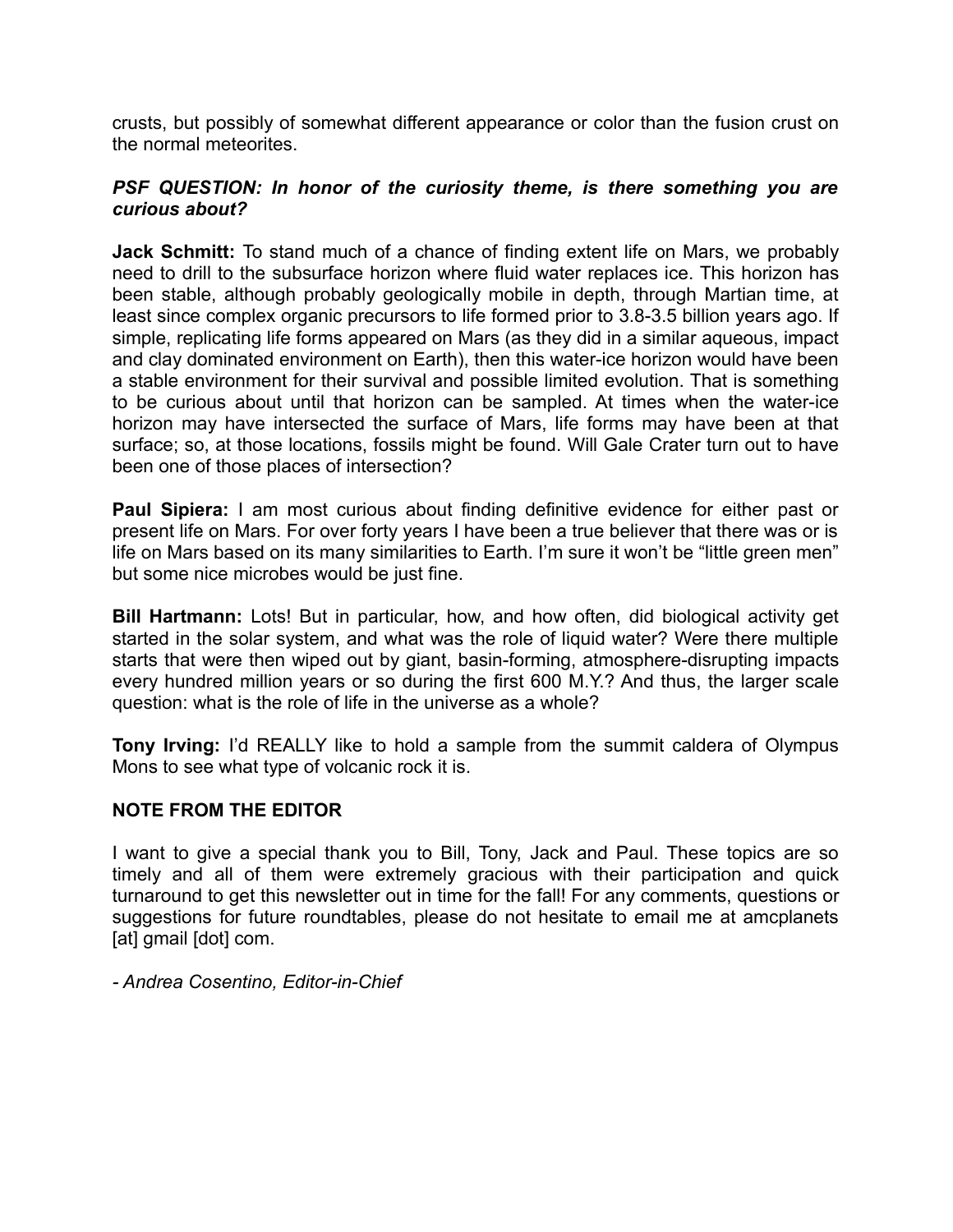crusts, but possibly of somewhat different appearance or color than the fusion crust on the normal meteorites.

***PSF QUESTION: In honor of the curiosity theme, is there something you are curious about?***

**Jack Schmitt:** To stand much of a chance of finding extent life on Mars, we probably need to drill to the subsurface horizon where fluid water replaces ice. This horizon has been stable, although probably geologically mobile in depth, through Martian time, at least since complex organic precursors to life formed prior to 3.8-3.5 billion years ago. If simple, replicating life forms appeared on Mars (as they did in a similar aqueous, impact and clay dominated environment on Earth), then this water-ice horizon would have been a stable environment for their survival and possible limited evolution. That is something to be curious about until that horizon can be sampled. At times when the water-ice horizon may have intersected the surface of Mars, life forms may have been at that surface; so, at those locations, fossils might be found. Will Gale Crater turn out to have been one of those places of intersection?

**Paul Sipiera:** I am most curious about finding definitive evidence for either past or present life on Mars. For over forty years I have been a true believer that there was or is life on Mars based on its many similarities to Earth. I'm sure it won't be "little green men" but some nice microbes would be just fine.

**Bill Hartmann:** Lots! But in particular, how, and how often, did biological activity get started in the solar system, and what was the role of liquid water? Were there multiple starts that were then wiped out by giant, basin-forming, atmosphere-disrupting impacts every hundred million years or so during the first 600 M.Y.? And thus, the larger scale question: what is the role of life in the universe as a whole?

**Tony Irving:** I'd REALLY like to hold a sample from the summit caldera of Olympus Mons to see what type of volcanic rock it is.

**NOTE FROM THE EDITOR**

I want to give a special thank you to Bill, Tony, Jack and Paul. These topics are so timely and all of them were extremely gracious with their participation and quick turnaround to get this newsletter out in time for the fall! For any comments, questions or suggestions for future roundtables, please do not hesitate to email me at amcplanets [at] gmail [dot] com.

*- Andrea Cosentino, Editor-in-Chief*